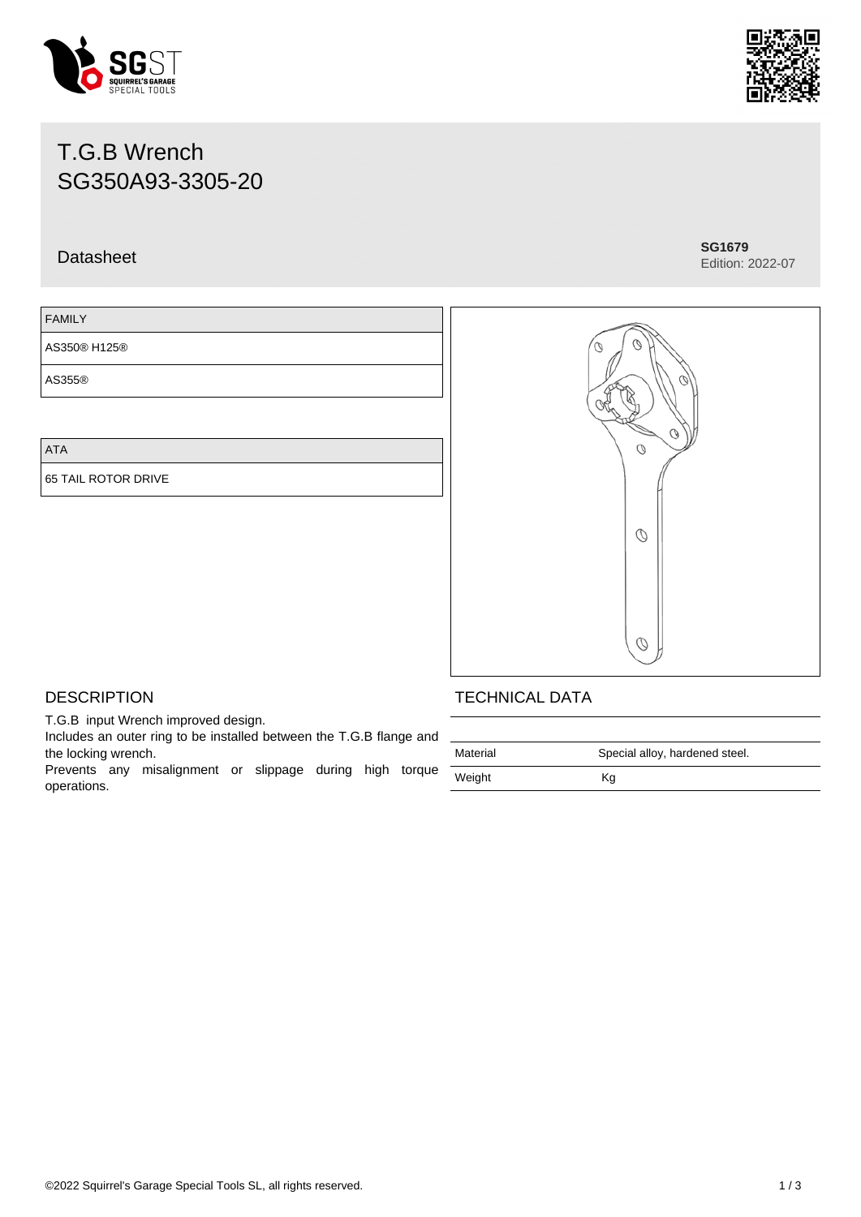# T.G.B Wrench
# SG350A93-3305-20

Datasheet

**SG1679**
Edition: 2022-07

| FAMILY |
| --- |
| AS350® H125® |
| AS355® |

| ATA |
| --- |
| 65 TAIL ROTOR DRIVE |

## DESCRIPTION

T.G.B input Wrench improved design.
Includes an outer ring to be installed between the T.G.B flange and the locking wrench.
Prevents any misalignment or slippage during high torque operations.

## TECHNICAL DATA

| | |
| --- | --- |
| Material | Special alloy, hardened steel. |
| Weight | Kg |

©2022 Squirrel's Garage Special Tools SL, all rights reserved.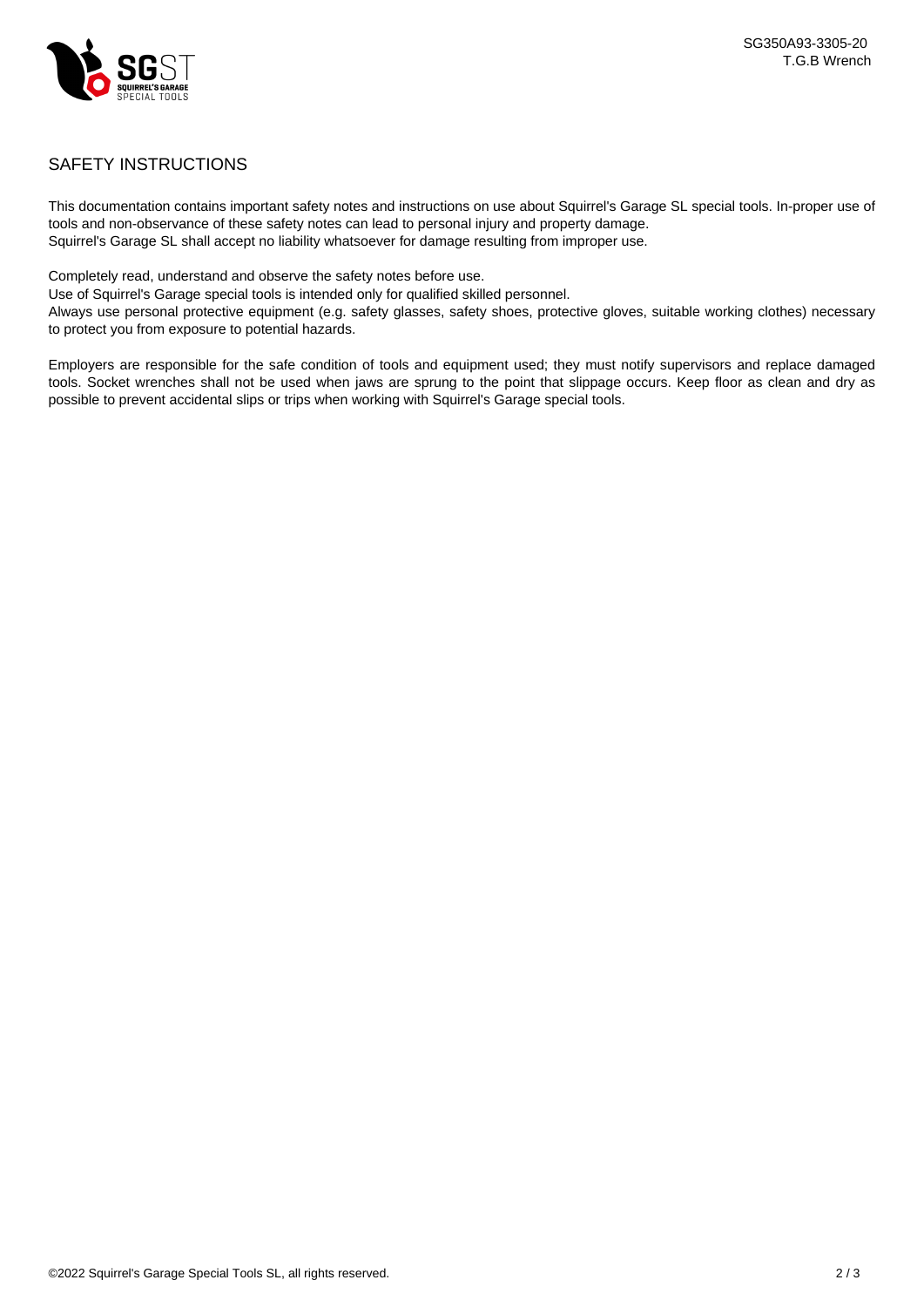## SAFETY INSTRUCTIONS

This documentation contains important safety notes and instructions on use about Squirrel's Garage SL special tools. In-proper use of tools and non-observance of these safety notes can lead to personal injury and property damage.
Squirrel's Garage SL shall accept no liability whatsoever for damage resulting from improper use.

Completely read, understand and observe the safety notes before use.
Use of Squirrel's Garage special tools is intended only for qualified skilled personnel.
Always use personal protective equipment (e.g. safety glasses, safety shoes, protective gloves, suitable working clothes) necessary to protect you from exposure to potential hazards.

Employers are responsible for the safe condition of tools and equipment used; they must notify supervisors and replace damaged tools. Socket wrenches shall not be used when jaws are sprung to the point that slippage occurs. Keep floor as clean and dry as possible to prevent accidental slips or trips when working with Squirrel's Garage special tools.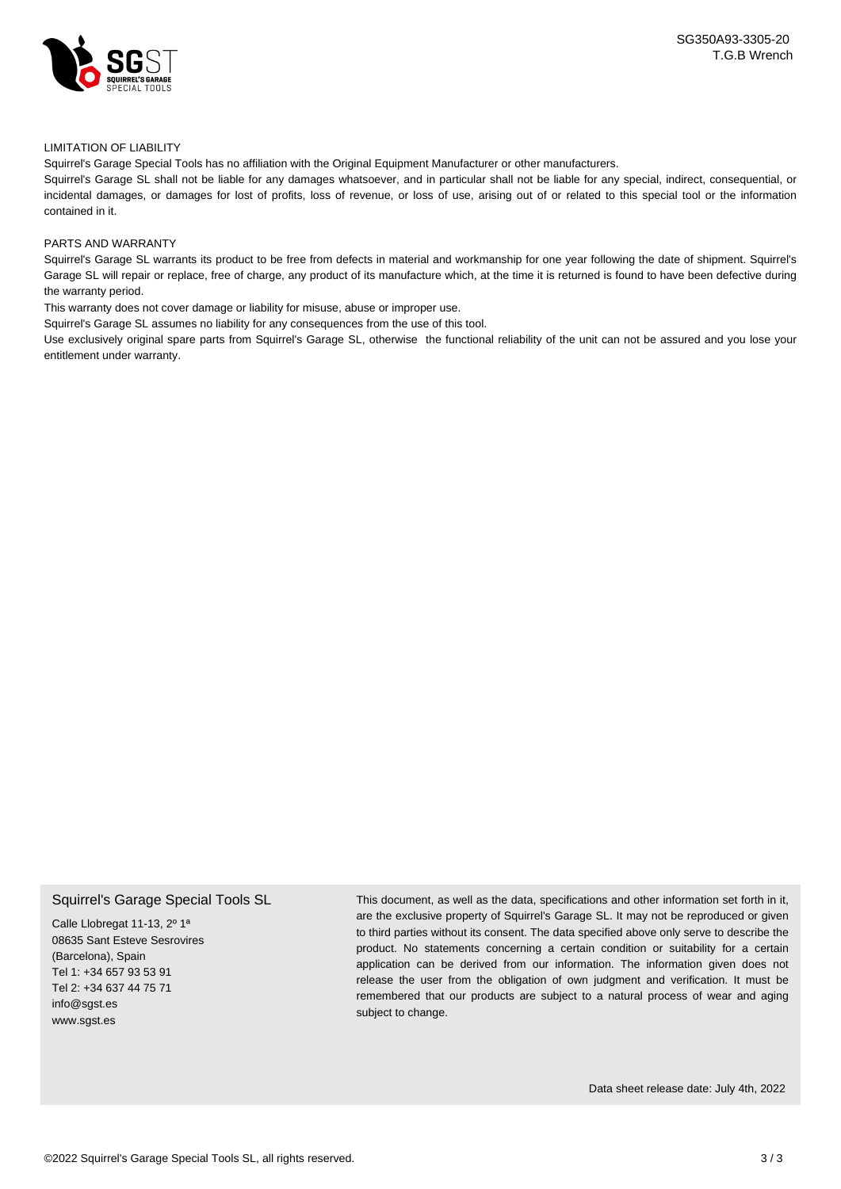SG350A93-3305-20
T.G.B Wrench

## LIMITATION OF LIABILITY

Squirrel's Garage Special Tools has no affiliation with the Original Equipment Manufacturer or other manufacturers.

Squirrel's Garage SL shall not be liable for any damages whatsoever, and in particular shall not be liable for any special, indirect, consequential, or incidental damages, or damages for lost of profits, loss of revenue, or loss of use, arising out of or related to this special tool or the information contained in it.

## PARTS AND WARRANTY

Squirrel's Garage SL warrants its product to be free from defects in material and workmanship for one year following the date of shipment. Squirrel's Garage SL will repair or replace, free of charge, any product of its manufacture which, at the time it is returned is found to have been defective during the warranty period.

This warranty does not cover damage or liability for misuse, abuse or improper use.

Squirrel's Garage SL assumes no liability for any consequences from the use of this tool.

Use exclusively original spare parts from Squirrel's Garage SL, otherwise the functional reliability of the unit can not be assured and you lose your entitlement under warranty.

### Squirrel's Garage Special Tools SL

Calle Llobregat 11-13, 2º 1ª
08635 Sant Esteve Sesrovires
(Barcelona), Spain
Tel 1: +34 657 93 53 91
Tel 2: +34 637 44 75 71
info@sgst.es
www.sgst.es

This document, as well as the data, specifications and other information set forth in it, are the exclusive property of Squirrel's Garage SL. It may not be reproduced or given to third parties without its consent. The data specified above only serve to describe the product. No statements concerning a certain condition or suitability for a certain application can be derived from our information. The information given does not release the user from the obligation of own judgment and verification. It must be remembered that our products are subject to a natural process of wear and aging subject to change.

Data sheet release date: July 4th, 2022

©2022 Squirrel's Garage Special Tools SL, all rights reserved.